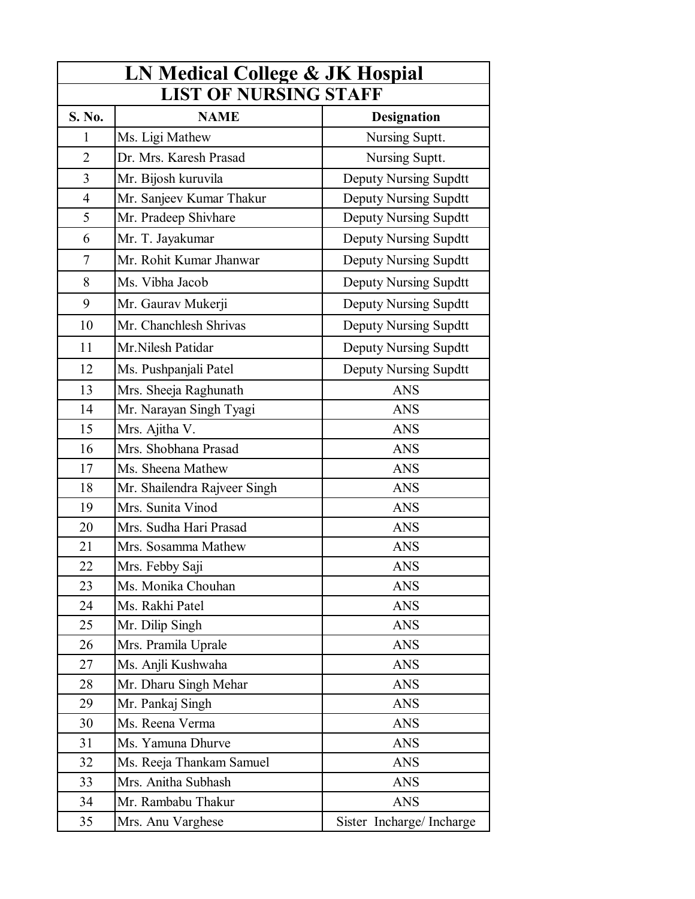# LN Medical College & JK Hospital

## LIST OF NURSING STAFF

| S. No. | NAME | Designation |
|---|---|---|
| 1 | Ms. Ligi Mathew | Nursing Suptt. |
| 2 | Dr. Mrs. Karesh Prasad | Nursing Suptt. |
| 3 | Mr. Bijosh kuruvila | Deputy Nursing Supdtt |
| 4 | Mr. Sanjeev Kumar Thakur | Deputy Nursing Supdtt |
| 5 | Mr. Pradeep Shivhare | Deputy Nursing Supdtt |
| 6 | Mr. T. Jayakumar | Deputy Nursing Supdtt |
| 7 | Mr. Rohit Kumar Jhanwar | Deputy Nursing Supdtt |
| 8 | Ms. Vibha Jacob | Deputy Nursing Supdtt |
| 9 | Mr. Gaurav Mukerji | Deputy Nursing Supdtt |
| 10 | Mr. Chanchlesh Shrivas | Deputy Nursing Supdtt |
| 11 | Mr.Nilesh Patidar | Deputy Nursing Supdtt |
| 12 | Ms. Pushpanjali Patel | Deputy Nursing Supdtt |
| 13 | Mrs. Sheeja Raghunath | ANS |
| 14 | Mr. Narayan Singh Tyagi | ANS |
| 15 | Mrs. Ajitha V. | ANS |
| 16 | Mrs. Shobhana Prasad | ANS |
| 17 | Ms. Sheena Mathew | ANS |
| 18 | Mr. Shailendra Rajveer Singh | ANS |
| 19 | Mrs. Sunita Vinod | ANS |
| 20 | Mrs. Sudha Hari Prasad | ANS |
| 21 | Mrs. Sosamma Mathew | ANS |
| 22 | Mrs. Febby Saji | ANS |
| 23 | Ms. Monika Chouhan | ANS |
| 24 | Ms. Rakhi Patel | ANS |
| 25 | Mr. Dilip Singh | ANS |
| 26 | Mrs. Pramila Uprale | ANS |
| 27 | Ms. Anjli Kushwaha | ANS |
| 28 | Mr. Dharu Singh Mehar | ANS |
| 29 | Mr. Pankaj Singh | ANS |
| 30 | Ms. Reena Verma | ANS |
| 31 | Ms. Yamuna Dhurve | ANS |
| 32 | Ms. Reeja Thankam Samuel | ANS |
| 33 | Mrs. Anitha Subhash | ANS |
| 34 | Mr. Rambabu Thakur | ANS |
| 35 | Mrs. Anu Varghese | Sister Incharge/ Incharge |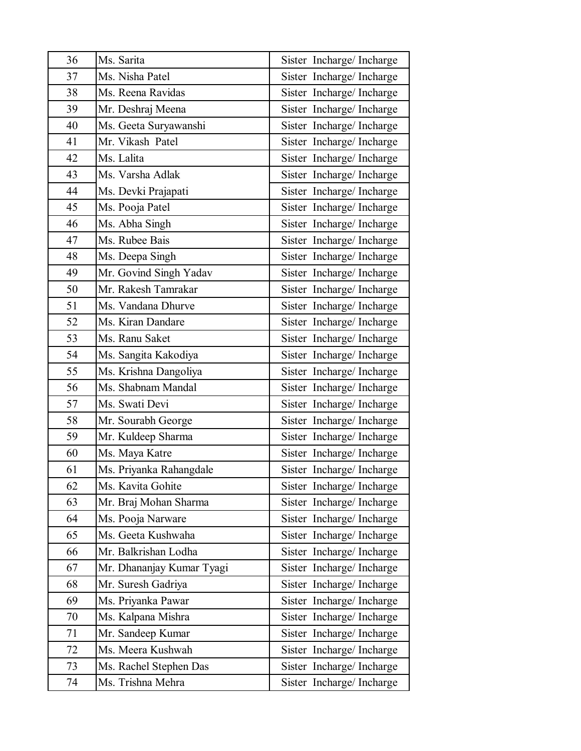| 36 | Ms. Sarita | Sister Incharge/ Incharge |
|---|---|---|
| 37 | Ms. Nisha Patel | Sister Incharge/ Incharge |
| 38 | Ms. Reena Ravidas | Sister Incharge/ Incharge |
| 39 | Mr. Deshraj Meena | Sister Incharge/ Incharge |
| 40 | Ms. Geeta Suryawanshi | Sister Incharge/ Incharge |
| 41 | Mr. Vikash Patel | Sister Incharge/ Incharge |
| 42 | Ms. Lalita | Sister Incharge/ Incharge |
| 43 | Ms. Varsha Adlak | Sister Incharge/ Incharge |
| 44 | Ms. Devki Prajapati | Sister Incharge/ Incharge |
| 45 | Ms. Pooja Patel | Sister Incharge/ Incharge |
| 46 | Ms. Abha Singh | Sister Incharge/ Incharge |
| 47 | Ms. Rubee Bais | Sister Incharge/ Incharge |
| 48 | Ms. Deepa Singh | Sister Incharge/ Incharge |
| 49 | Mr. Govind Singh Yadav | Sister Incharge/ Incharge |
| 50 | Mr. Rakesh Tamrakar | Sister Incharge/ Incharge |
| 51 | Ms. Vandana Dhurve | Sister Incharge/ Incharge |
| 52 | Ms. Kiran Dandare | Sister Incharge/ Incharge |
| 53 | Ms. Ranu Saket | Sister Incharge/ Incharge |
| 54 | Ms. Sangita Kakodiya | Sister Incharge/ Incharge |
| 55 | Ms. Krishna Dangoliya | Sister Incharge/ Incharge |
| 56 | Ms. Shabnam Mandal | Sister Incharge/ Incharge |
| 57 | Ms. Swati Devi | Sister Incharge/ Incharge |
| 58 | Mr. Sourabh George | Sister Incharge/ Incharge |
| 59 | Mr. Kuldeep Sharma | Sister Incharge/ Incharge |
| 60 | Ms. Maya Katre | Sister Incharge/ Incharge |
| 61 | Ms. Priyanka Rahangdale | Sister Incharge/ Incharge |
| 62 | Ms. Kavita Gohite | Sister Incharge/ Incharge |
| 63 | Mr. Braj Mohan Sharma | Sister Incharge/ Incharge |
| 64 | Ms. Pooja Narware | Sister Incharge/ Incharge |
| 65 | Ms. Geeta Kushwaha | Sister Incharge/ Incharge |
| 66 | Mr. Balkrishan Lodha | Sister Incharge/ Incharge |
| 67 | Mr. Dhananjay Kumar Tyagi | Sister Incharge/ Incharge |
| 68 | Mr. Suresh Gadriya | Sister Incharge/ Incharge |
| 69 | Ms. Priyanka Pawar | Sister Incharge/ Incharge |
| 70 | Ms. Kalpana Mishra | Sister Incharge/ Incharge |
| 71 | Mr. Sandeep Kumar | Sister Incharge/ Incharge |
| 72 | Ms. Meera Kushwah | Sister Incharge/ Incharge |
| 73 | Ms. Rachel Stephen Das | Sister Incharge/ Incharge |
| 74 | Ms. Trishna Mehra | Sister Incharge/ Incharge |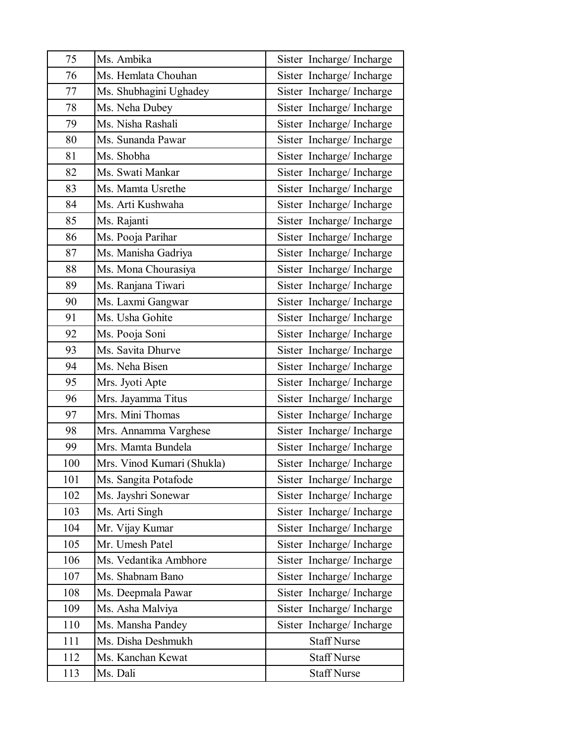| | | |
|---|---|---|
| 75 | Ms. Ambika | Sister Incharge/ Incharge |
| 76 | Ms. Hemlata Chouhan | Sister Incharge/ Incharge |
| 77 | Ms. Shubhagini Ughadey | Sister Incharge/ Incharge |
| 78 | Ms. Neha Dubey | Sister Incharge/ Incharge |
| 79 | Ms. Nisha Rashali | Sister Incharge/ Incharge |
| 80 | Ms. Sunanda Pawar | Sister Incharge/ Incharge |
| 81 | Ms. Shobha | Sister Incharge/ Incharge |
| 82 | Ms. Swati Mankar | Sister Incharge/ Incharge |
| 83 | Ms. Mamta Usrethe | Sister Incharge/ Incharge |
| 84 | Ms. Arti Kushwaha | Sister Incharge/ Incharge |
| 85 | Ms. Rajanti | Sister Incharge/ Incharge |
| 86 | Ms. Pooja Parihar | Sister Incharge/ Incharge |
| 87 | Ms. Manisha Gadriya | Sister Incharge/ Incharge |
| 88 | Ms. Mona Chourasiya | Sister Incharge/ Incharge |
| 89 | Ms. Ranjana Tiwari | Sister Incharge/ Incharge |
| 90 | Ms. Laxmi Gangwar | Sister Incharge/ Incharge |
| 91 | Ms. Usha Gohite | Sister Incharge/ Incharge |
| 92 | Ms. Pooja Soni | Sister Incharge/ Incharge |
| 93 | Ms. Savita Dhurve | Sister Incharge/ Incharge |
| 94 | Ms. Neha Bisen | Sister Incharge/ Incharge |
| 95 | Mrs. Jyoti Apte | Sister Incharge/ Incharge |
| 96 | Mrs. Jayamma Titus | Sister Incharge/ Incharge |
| 97 | Mrs. Mini Thomas | Sister Incharge/ Incharge |
| 98 | Mrs. Annamma Varghese | Sister Incharge/ Incharge |
| 99 | Mrs. Mamta Bundela | Sister Incharge/ Incharge |
| 100 | Mrs. Vinod Kumari (Shukla) | Sister Incharge/ Incharge |
| 101 | Ms. Sangita Potafode | Sister Incharge/ Incharge |
| 102 | Ms. Jayshri Sonewar | Sister Incharge/ Incharge |
| 103 | Ms. Arti Singh | Sister Incharge/ Incharge |
| 104 | Mr. Vijay Kumar | Sister Incharge/ Incharge |
| 105 | Mr. Umesh Patel | Sister Incharge/ Incharge |
| 106 | Ms. Vedantika Ambhore | Sister Incharge/ Incharge |
| 107 | Ms. Shabnam Bano | Sister Incharge/ Incharge |
| 108 | Ms. Deepmala Pawar | Sister Incharge/ Incharge |
| 109 | Ms. Asha Malviya | Sister Incharge/ Incharge |
| 110 | Ms. Mansha Pandey | Sister Incharge/ Incharge |
| 111 | Ms. Disha Deshmukh | Staff Nurse |
| 112 | Ms. Kanchan Kewat | Staff Nurse |
| 113 | Ms. Dali | Staff Nurse |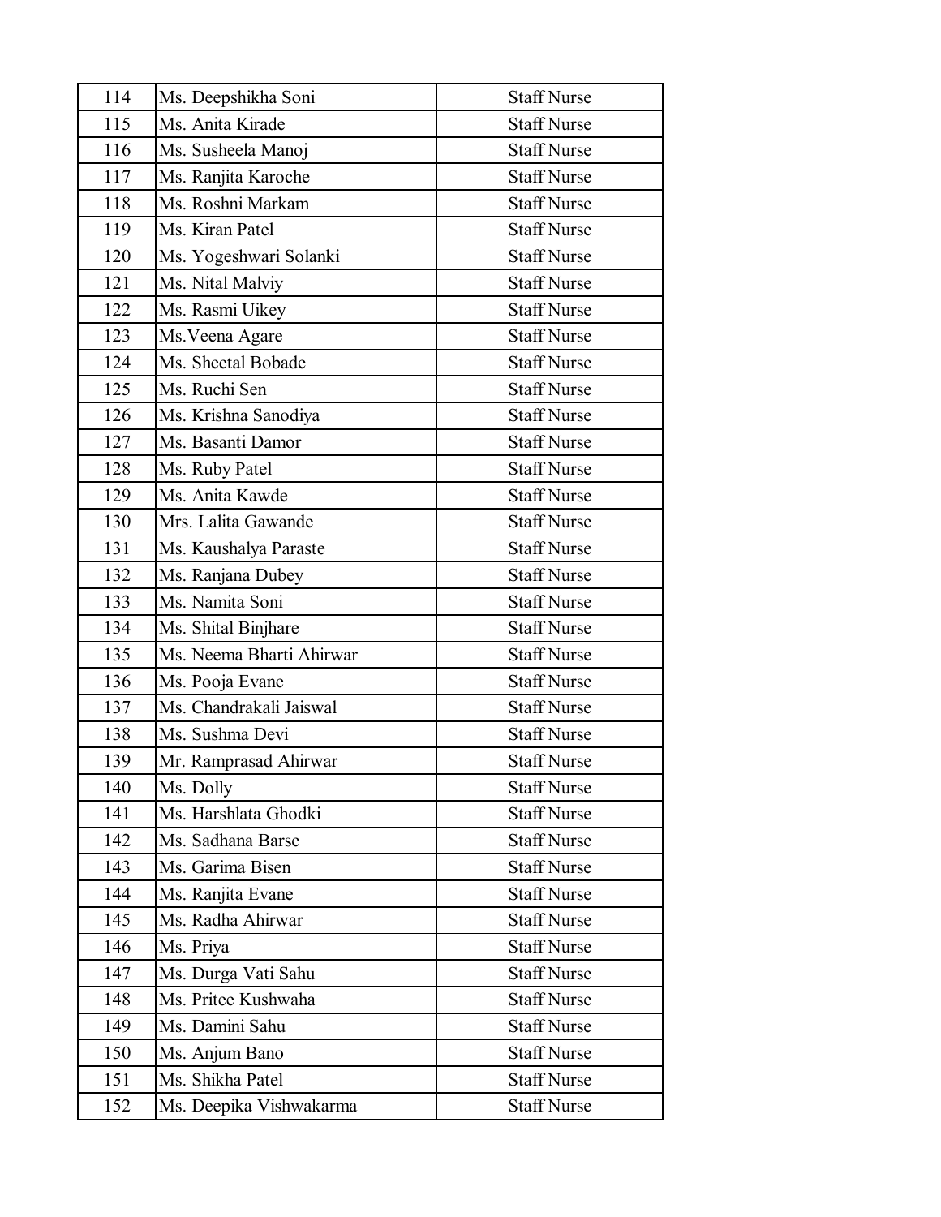| 114 | Ms. Deepshikha Soni | Staff Nurse |
|---|---|---|
| 115 | Ms. Anita Kirade | Staff Nurse |
| 116 | Ms. Susheela Manoj | Staff Nurse |
| 117 | Ms. Ranjita Karoche | Staff Nurse |
| 118 | Ms. Roshni Markam | Staff Nurse |
| 119 | Ms. Kiran Patel | Staff Nurse |
| 120 | Ms. Yogeshwari Solanki | Staff Nurse |
| 121 | Ms. Nital Malviy | Staff Nurse |
| 122 | Ms. Rasmi Uikey | Staff Nurse |
| 123 | Ms.Veena Agare | Staff Nurse |
| 124 | Ms. Sheetal Bobade | Staff Nurse |
| 125 | Ms. Ruchi Sen | Staff Nurse |
| 126 | Ms. Krishna Sanodiya | Staff Nurse |
| 127 | Ms. Basanti Damor | Staff Nurse |
| 128 | Ms. Ruby Patel | Staff Nurse |
| 129 | Ms. Anita Kawde | Staff Nurse |
| 130 | Mrs. Lalita Gawande | Staff Nurse |
| 131 | Ms. Kaushalya Paraste | Staff Nurse |
| 132 | Ms. Ranjana Dubey | Staff Nurse |
| 133 | Ms. Namita Soni | Staff Nurse |
| 134 | Ms. Shital Binjhare | Staff Nurse |
| 135 | Ms. Neema Bharti Ahirwar | Staff Nurse |
| 136 | Ms. Pooja Evane | Staff Nurse |
| 137 | Ms. Chandrakali Jaiswal | Staff Nurse |
| 138 | Ms. Sushma Devi | Staff Nurse |
| 139 | Mr. Ramprasad Ahirwar | Staff Nurse |
| 140 | Ms. Dolly | Staff Nurse |
| 141 | Ms. Harshlata Ghodki | Staff Nurse |
| 142 | Ms. Sadhana Barse | Staff Nurse |
| 143 | Ms. Garima Bisen | Staff Nurse |
| 144 | Ms. Ranjita Evane | Staff Nurse |
| 145 | Ms. Radha Ahirwar | Staff Nurse |
| 146 | Ms. Priya | Staff Nurse |
| 147 | Ms. Durga Vati Sahu | Staff Nurse |
| 148 | Ms. Pritee Kushwaha | Staff Nurse |
| 149 | Ms. Damini Sahu | Staff Nurse |
| 150 | Ms. Anjum Bano | Staff Nurse |
| 151 | Ms. Shikha Patel | Staff Nurse |
| 152 | Ms. Deepika Vishwakarma | Staff Nurse |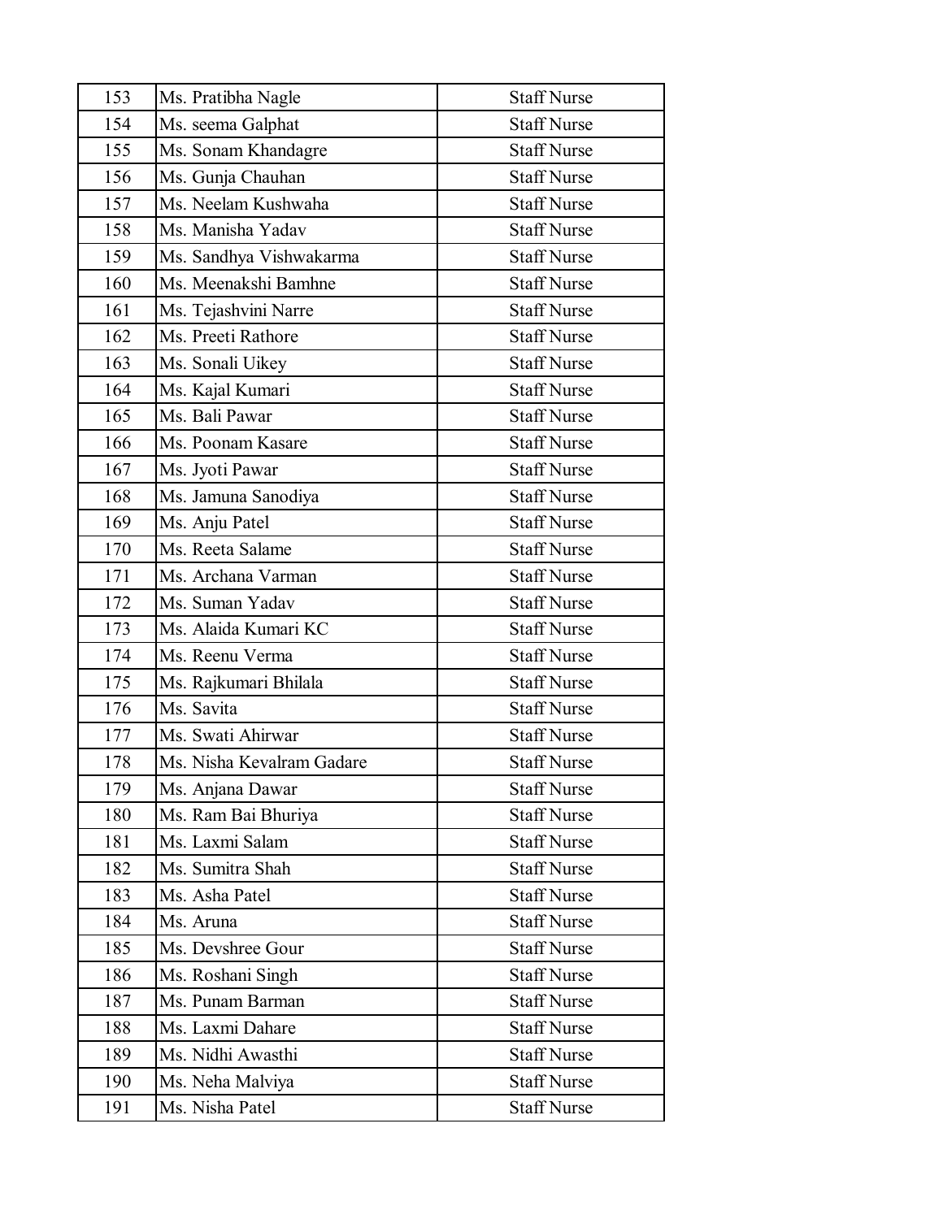| 153 | Ms. Pratibha Nagle | Staff Nurse |
|---|---|---|
| 154 | Ms. seema Galphat | Staff Nurse |
| 155 | Ms. Sonam Khandagre | Staff Nurse |
| 156 | Ms. Gunja Chauhan | Staff Nurse |
| 157 | Ms. Neelam Kushwaha | Staff Nurse |
| 158 | Ms. Manisha Yadav | Staff Nurse |
| 159 | Ms. Sandhya Vishwakarma | Staff Nurse |
| 160 | Ms. Meenakshi Bamhne | Staff Nurse |
| 161 | Ms. Tejashvini Narre | Staff Nurse |
| 162 | Ms. Preeti Rathore | Staff Nurse |
| 163 | Ms. Sonali Uikey | Staff Nurse |
| 164 | Ms. Kajal Kumari | Staff Nurse |
| 165 | Ms. Bali Pawar | Staff Nurse |
| 166 | Ms. Poonam Kasare | Staff Nurse |
| 167 | Ms. Jyoti Pawar | Staff Nurse |
| 168 | Ms. Jamuna Sanodiya | Staff Nurse |
| 169 | Ms. Anju Patel | Staff Nurse |
| 170 | Ms. Reeta Salame | Staff Nurse |
| 171 | Ms. Archana Varman | Staff Nurse |
| 172 | Ms. Suman Yadav | Staff Nurse |
| 173 | Ms. Alaida Kumari KC | Staff Nurse |
| 174 | Ms. Reenu Verma | Staff Nurse |
| 175 | Ms. Rajkumari Bhilala | Staff Nurse |
| 176 | Ms. Savita | Staff Nurse |
| 177 | Ms. Swati Ahirwar | Staff Nurse |
| 178 | Ms. Nisha Kevalram Gadare | Staff Nurse |
| 179 | Ms. Anjana Dawar | Staff Nurse |
| 180 | Ms. Ram Bai Bhuriya | Staff Nurse |
| 181 | Ms. Laxmi Salam | Staff Nurse |
| 182 | Ms. Sumitra Shah | Staff Nurse |
| 183 | Ms. Asha Patel | Staff Nurse |
| 184 | Ms. Aruna | Staff Nurse |
| 185 | Ms. Devshree Gour | Staff Nurse |
| 186 | Ms. Roshani Singh | Staff Nurse |
| 187 | Ms. Punam Barman | Staff Nurse |
| 188 | Ms. Laxmi Dahare | Staff Nurse |
| 189 | Ms. Nidhi Awasthi | Staff Nurse |
| 190 | Ms. Neha Malviya | Staff Nurse |
| 191 | Ms. Nisha Patel | Staff Nurse |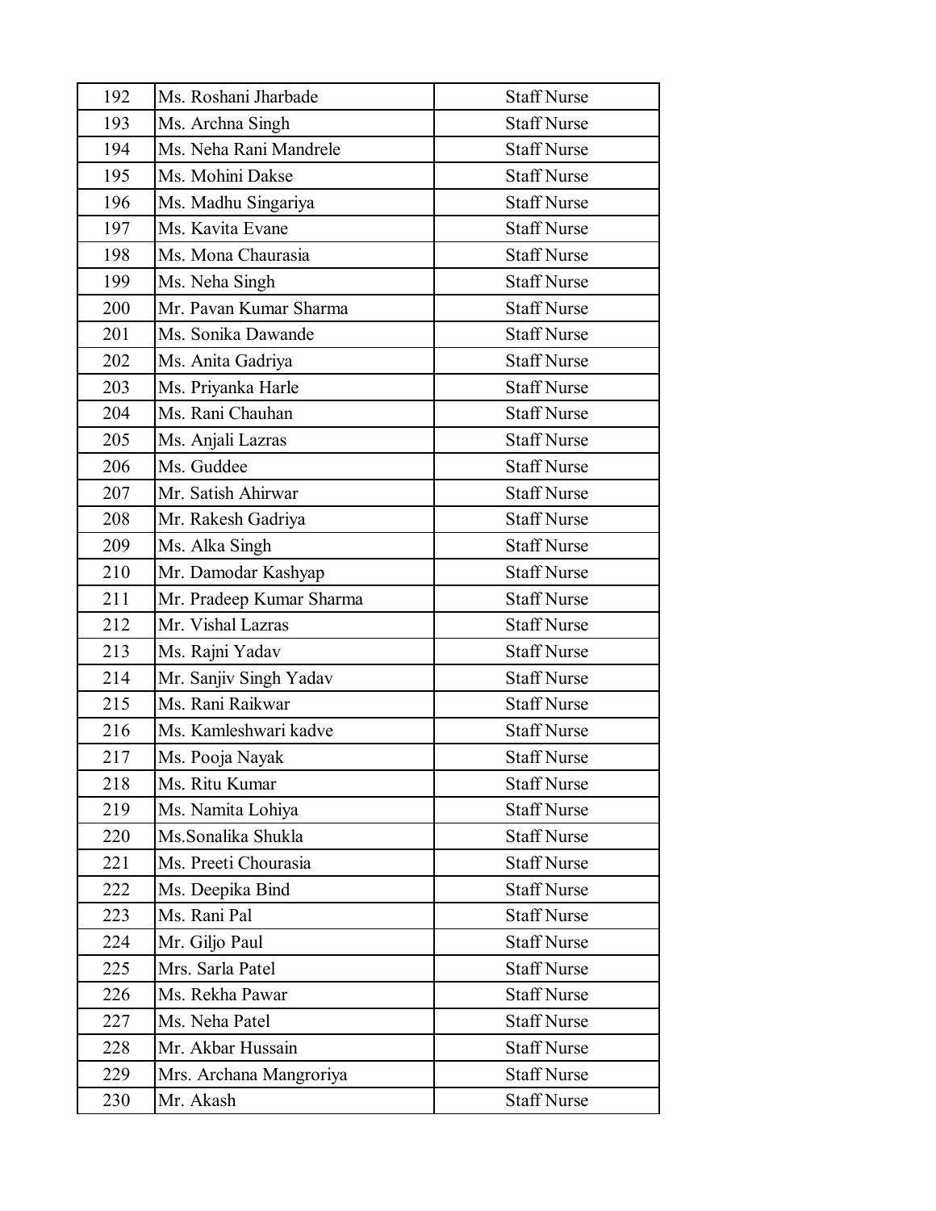| 192 | Ms. Roshani Jharbade | Staff Nurse |
|---|---|---|
| 193 | Ms. Archna Singh | Staff Nurse |
| 194 | Ms. Neha Rani Mandrele | Staff Nurse |
| 195 | Ms. Mohini Dakse | Staff Nurse |
| 196 | Ms. Madhu Singariya | Staff Nurse |
| 197 | Ms. Kavita Evane | Staff Nurse |
| 198 | Ms. Mona Chaurasia | Staff Nurse |
| 199 | Ms. Neha Singh | Staff Nurse |
| 200 | Mr. Pavan Kumar Sharma | Staff Nurse |
| 201 | Ms. Sonika Dawande | Staff Nurse |
| 202 | Ms. Anita Gadriya | Staff Nurse |
| 203 | Ms. Priyanka Harle | Staff Nurse |
| 204 | Ms. Rani Chauhan | Staff Nurse |
| 205 | Ms. Anjali Lazras | Staff Nurse |
| 206 | Ms. Guddee | Staff Nurse |
| 207 | Mr. Satish Ahirwar | Staff Nurse |
| 208 | Mr. Rakesh Gadriya | Staff Nurse |
| 209 | Ms. Alka Singh | Staff Nurse |
| 210 | Mr. Damodar Kashyap | Staff Nurse |
| 211 | Mr. Pradeep Kumar Sharma | Staff Nurse |
| 212 | Mr. Vishal Lazras | Staff Nurse |
| 213 | Ms. Rajni Yadav | Staff Nurse |
| 214 | Mr. Sanjiv Singh Yadav | Staff Nurse |
| 215 | Ms. Rani Raikwar | Staff Nurse |
| 216 | Ms. Kamleshwari kadve | Staff Nurse |
| 217 | Ms. Pooja Nayak | Staff Nurse |
| 218 | Ms. Ritu Kumar | Staff Nurse |
| 219 | Ms. Namita Lohiya | Staff Nurse |
| 220 | Ms.Sonalika Shukla | Staff Nurse |
| 221 | Ms. Preeti Chourasia | Staff Nurse |
| 222 | Ms. Deepika Bind | Staff Nurse |
| 223 | Ms. Rani Pal | Staff Nurse |
| 224 | Mr. Giljo Paul | Staff Nurse |
| 225 | Mrs. Sarla Patel | Staff Nurse |
| 226 | Ms. Rekha Pawar | Staff Nurse |
| 227 | Ms. Neha Patel | Staff Nurse |
| 228 | Mr. Akbar Hussain | Staff Nurse |
| 229 | Mrs. Archana Mangroriya | Staff Nurse |
| 230 | Mr. Akash | Staff Nurse |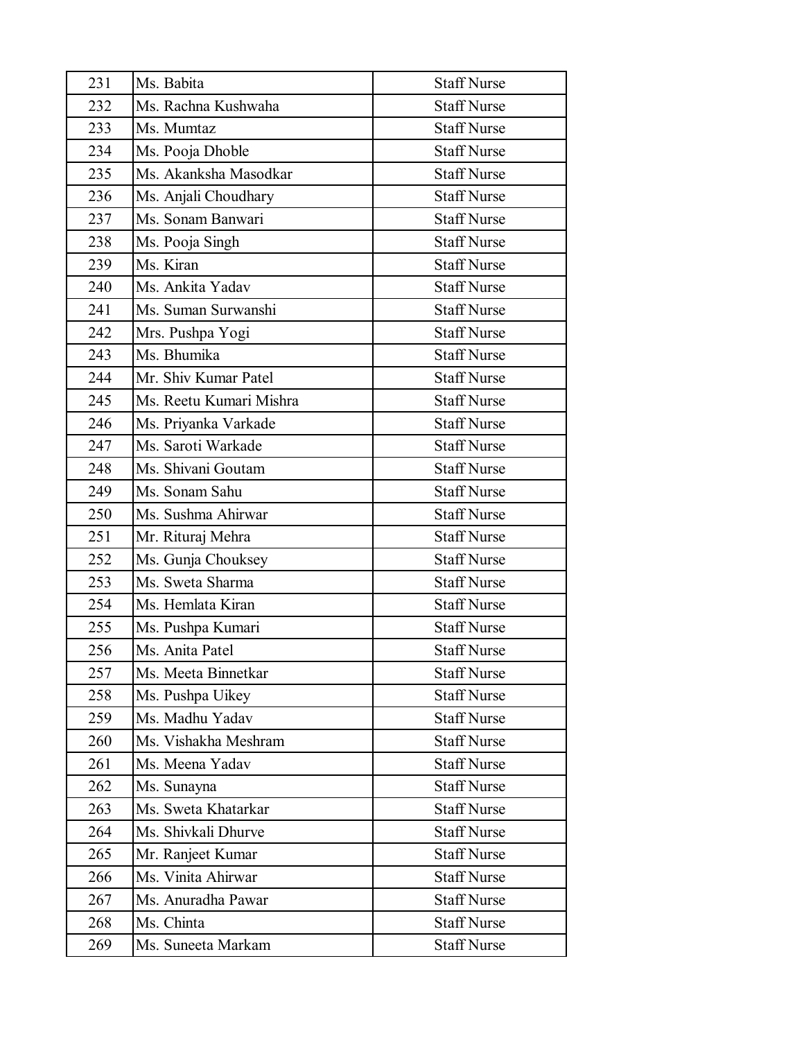| 231 | Ms. Babita | Staff Nurse |
|---|---|---|
| 232 | Ms. Rachna Kushwaha | Staff Nurse |
| 233 | Ms. Mumtaz | Staff Nurse |
| 234 | Ms. Pooja Dhoble | Staff Nurse |
| 235 | Ms. Akanksha Masodkar | Staff Nurse |
| 236 | Ms. Anjali Choudhary | Staff Nurse |
| 237 | Ms. Sonam Banwari | Staff Nurse |
| 238 | Ms. Pooja Singh | Staff Nurse |
| 239 | Ms. Kiran | Staff Nurse |
| 240 | Ms. Ankita Yadav | Staff Nurse |
| 241 | Ms. Suman Surwanshi | Staff Nurse |
| 242 | Mrs. Pushpa Yogi | Staff Nurse |
| 243 | Ms. Bhumika | Staff Nurse |
| 244 | Mr. Shiv Kumar Patel | Staff Nurse |
| 245 | Ms. Reetu Kumari Mishra | Staff Nurse |
| 246 | Ms. Priyanka Varkade | Staff Nurse |
| 247 | Ms. Saroti Warkade | Staff Nurse |
| 248 | Ms. Shivani Goutam | Staff Nurse |
| 249 | Ms. Sonam Sahu | Staff Nurse |
| 250 | Ms. Sushma Ahirwar | Staff Nurse |
| 251 | Mr. Rituraj Mehra | Staff Nurse |
| 252 | Ms. Gunja Chouksey | Staff Nurse |
| 253 | Ms. Sweta Sharma | Staff Nurse |
| 254 | Ms. Hemlata Kiran | Staff Nurse |
| 255 | Ms. Pushpa Kumari | Staff Nurse |
| 256 | Ms. Anita Patel | Staff Nurse |
| 257 | Ms. Meeta Binnetkar | Staff Nurse |
| 258 | Ms. Pushpa Uikey | Staff Nurse |
| 259 | Ms. Madhu Yadav | Staff Nurse |
| 260 | Ms. Vishakha Meshram | Staff Nurse |
| 261 | Ms. Meena Yadav | Staff Nurse |
| 262 | Ms. Sunayna | Staff Nurse |
| 263 | Ms. Sweta Khatarkar | Staff Nurse |
| 264 | Ms. Shivkali Dhurve | Staff Nurse |
| 265 | Mr. Ranjeet Kumar | Staff Nurse |
| 266 | Ms. Vinita Ahirwar | Staff Nurse |
| 267 | Ms. Anuradha Pawar | Staff Nurse |
| 268 | Ms. Chinta | Staff Nurse |
| 269 | Ms. Suneeta Markam | Staff Nurse |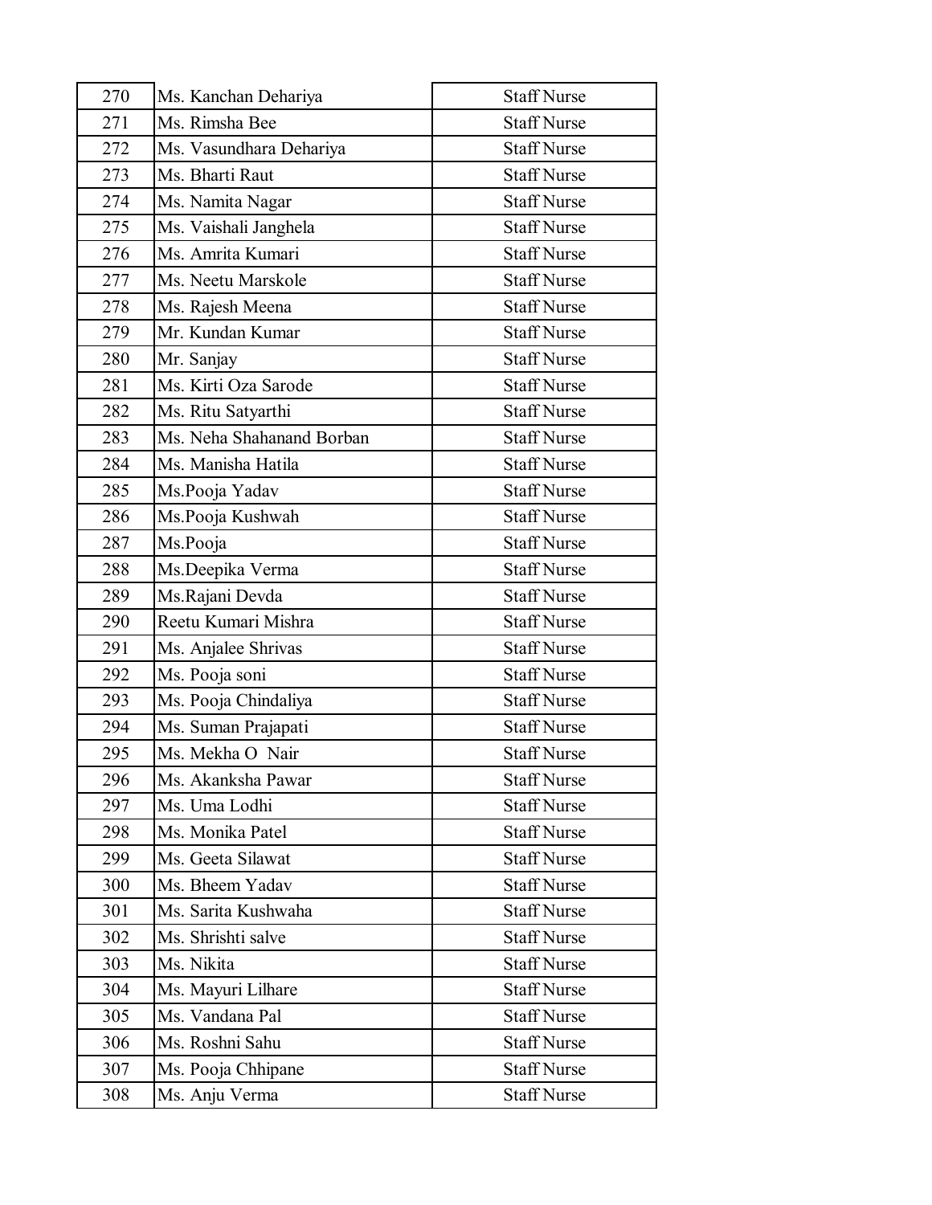| 270 | Ms. Kanchan Dehariya | Staff Nurse |
|---|---|---|
| 271 | Ms. Rimsha Bee | Staff Nurse |
| 272 | Ms. Vasundhara Dehariya | Staff Nurse |
| 273 | Ms. Bharti Raut | Staff Nurse |
| 274 | Ms. Namita Nagar | Staff Nurse |
| 275 | Ms. Vaishali Janghela | Staff Nurse |
| 276 | Ms. Amrita Kumari | Staff Nurse |
| 277 | Ms. Neetu Marskole | Staff Nurse |
| 278 | Ms. Rajesh Meena | Staff Nurse |
| 279 | Mr. Kundan Kumar | Staff Nurse |
| 280 | Mr. Sanjay | Staff Nurse |
| 281 | Ms. Kirti Oza Sarode | Staff Nurse |
| 282 | Ms. Ritu Satyarthi | Staff Nurse |
| 283 | Ms. Neha Shahanand Borban | Staff Nurse |
| 284 | Ms. Manisha Hatila | Staff Nurse |
| 285 | Ms.Pooja Yadav | Staff Nurse |
| 286 | Ms.Pooja Kushwah | Staff Nurse |
| 287 | Ms.Pooja | Staff Nurse |
| 288 | Ms.Deepika Verma | Staff Nurse |
| 289 | Ms.Rajani Devda | Staff Nurse |
| 290 | Reetu Kumari Mishra | Staff Nurse |
| 291 | Ms. Anjalee Shrivas | Staff Nurse |
| 292 | Ms. Pooja soni | Staff Nurse |
| 293 | Ms. Pooja Chindaliya | Staff Nurse |
| 294 | Ms. Suman Prajapati | Staff Nurse |
| 295 | Ms. Mekha O Nair | Staff Nurse |
| 296 | Ms. Akanksha Pawar | Staff Nurse |
| 297 | Ms. Uma Lodhi | Staff Nurse |
| 298 | Ms. Monika Patel | Staff Nurse |
| 299 | Ms. Geeta Silawat | Staff Nurse |
| 300 | Ms. Bheem Yadav | Staff Nurse |
| 301 | Ms. Sarita Kushwaha | Staff Nurse |
| 302 | Ms. Shrishti salve | Staff Nurse |
| 303 | Ms. Nikita | Staff Nurse |
| 304 | Ms. Mayuri Lilhare | Staff Nurse |
| 305 | Ms. Vandana Pal | Staff Nurse |
| 306 | Ms. Roshni Sahu | Staff Nurse |
| 307 | Ms. Pooja Chhipane | Staff Nurse |
| 308 | Ms. Anju Verma | Staff Nurse |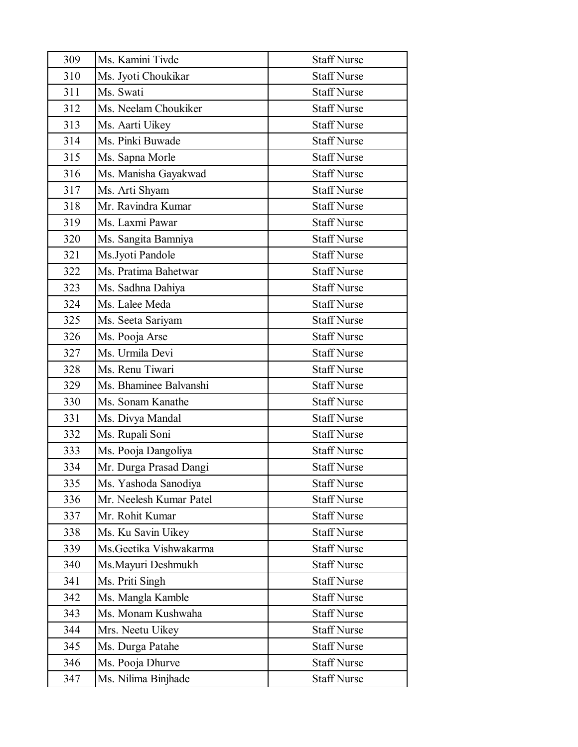| 309 | Ms. Kamini Tivde | Staff Nurse |
|---|---|---|
| 310 | Ms. Jyoti Choukikar | Staff Nurse |
| 311 | Ms. Swati | Staff Nurse |
| 312 | Ms. Neelam Choukiker | Staff Nurse |
| 313 | Ms. Aarti Uikey | Staff Nurse |
| 314 | Ms. Pinki Buwade | Staff Nurse |
| 315 | Ms. Sapna Morle | Staff Nurse |
| 316 | Ms. Manisha Gayakwad | Staff Nurse |
| 317 | Ms. Arti Shyam | Staff Nurse |
| 318 | Mr. Ravindra Kumar | Staff Nurse |
| 319 | Ms. Laxmi Pawar | Staff Nurse |
| 320 | Ms. Sangita Bamniya | Staff Nurse |
| 321 | Ms.Jyoti Pandole | Staff Nurse |
| 322 | Ms. Pratima Bahetwar | Staff Nurse |
| 323 | Ms. Sadhna Dahiya | Staff Nurse |
| 324 | Ms. Lalee Meda | Staff Nurse |
| 325 | Ms. Seeta Sariyam | Staff Nurse |
| 326 | Ms. Pooja Arse | Staff Nurse |
| 327 | Ms. Urmila Devi | Staff Nurse |
| 328 | Ms. Renu Tiwari | Staff Nurse |
| 329 | Ms. Bhaminee Balvanshi | Staff Nurse |
| 330 | Ms. Sonam Kanathe | Staff Nurse |
| 331 | Ms. Divya Mandal | Staff Nurse |
| 332 | Ms. Rupali Soni | Staff Nurse |
| 333 | Ms. Pooja Dangoliya | Staff Nurse |
| 334 | Mr. Durga Prasad Dangi | Staff Nurse |
| 335 | Ms. Yashoda Sanodiya | Staff Nurse |
| 336 | Mr. Neelesh Kumar Patel | Staff Nurse |
| 337 | Mr. Rohit Kumar | Staff Nurse |
| 338 | Ms. Ku Savin Uikey | Staff Nurse |
| 339 | Ms.Geetika Vishwakarma | Staff Nurse |
| 340 | Ms.Mayuri Deshmukh | Staff Nurse |
| 341 | Ms. Priti Singh | Staff Nurse |
| 342 | Ms. Mangla Kamble | Staff Nurse |
| 343 | Ms. Monam Kushwaha | Staff Nurse |
| 344 | Mrs. Neetu Uikey | Staff Nurse |
| 345 | Ms. Durga Patahe | Staff Nurse |
| 346 | Ms. Pooja Dhurve | Staff Nurse |
| 347 | Ms. Nilima Binjhade | Staff Nurse |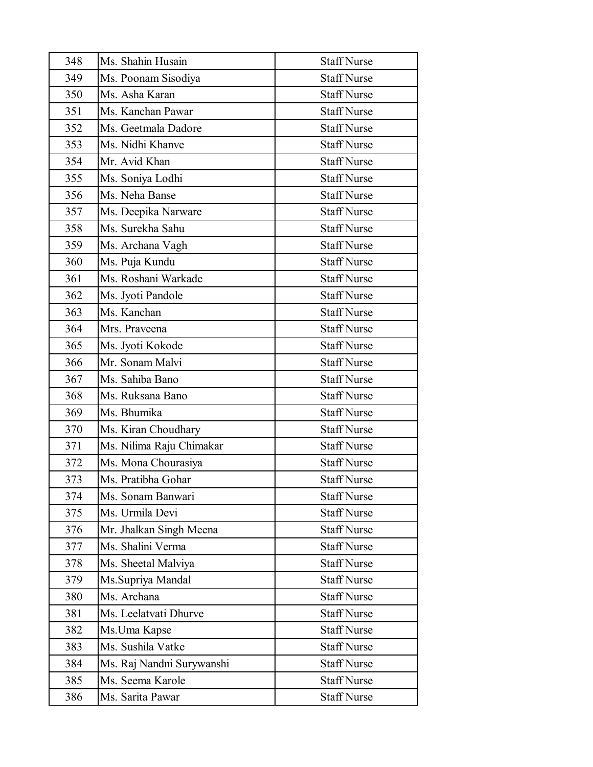| 348 | Ms. Shahin Husain | Staff Nurse |
|---|---|---|
| 349 | Ms. Poonam Sisodiya | Staff Nurse |
| 350 | Ms. Asha Karan | Staff Nurse |
| 351 | Ms. Kanchan Pawar | Staff Nurse |
| 352 | Ms. Geetmala Dadore | Staff Nurse |
| 353 | Ms. Nidhi Khanve | Staff Nurse |
| 354 | Mr. Avid Khan | Staff Nurse |
| 355 | Ms. Soniya Lodhi | Staff Nurse |
| 356 | Ms. Neha Banse | Staff Nurse |
| 357 | Ms. Deepika Narware | Staff Nurse |
| 358 | Ms. Surekha Sahu | Staff Nurse |
| 359 | Ms. Archana Vagh | Staff Nurse |
| 360 | Ms. Puja Kundu | Staff Nurse |
| 361 | Ms. Roshani Warkade | Staff Nurse |
| 362 | Ms. Jyoti Pandole | Staff Nurse |
| 363 | Ms. Kanchan | Staff Nurse |
| 364 | Mrs. Praveena | Staff Nurse |
| 365 | Ms. Jyoti Kokode | Staff Nurse |
| 366 | Mr. Sonam Malvi | Staff Nurse |
| 367 | Ms. Sahiba Bano | Staff Nurse |
| 368 | Ms. Ruksana Bano | Staff Nurse |
| 369 | Ms. Bhumika | Staff Nurse |
| 370 | Ms. Kiran Choudhary | Staff Nurse |
| 371 | Ms. Nilima Raju Chimakar | Staff Nurse |
| 372 | Ms. Mona Chourasiya | Staff Nurse |
| 373 | Ms. Pratibha Gohar | Staff Nurse |
| 374 | Ms. Sonam Banwari | Staff Nurse |
| 375 | Ms. Urmila Devi | Staff Nurse |
| 376 | Mr. Jhalkan Singh Meena | Staff Nurse |
| 377 | Ms. Shalini Verma | Staff Nurse |
| 378 | Ms. Sheetal Malviya | Staff Nurse |
| 379 | Ms.Supriya Mandal | Staff Nurse |
| 380 | Ms. Archana | Staff Nurse |
| 381 | Ms. Leelatvati Dhurve | Staff Nurse |
| 382 | Ms.Uma Kapse | Staff Nurse |
| 383 | Ms. Sushila Vatke | Staff Nurse |
| 384 | Ms. Raj Nandni Surywanshi | Staff Nurse |
| 385 | Ms. Seema Karole | Staff Nurse |
| 386 | Ms. Sarita Pawar | Staff Nurse |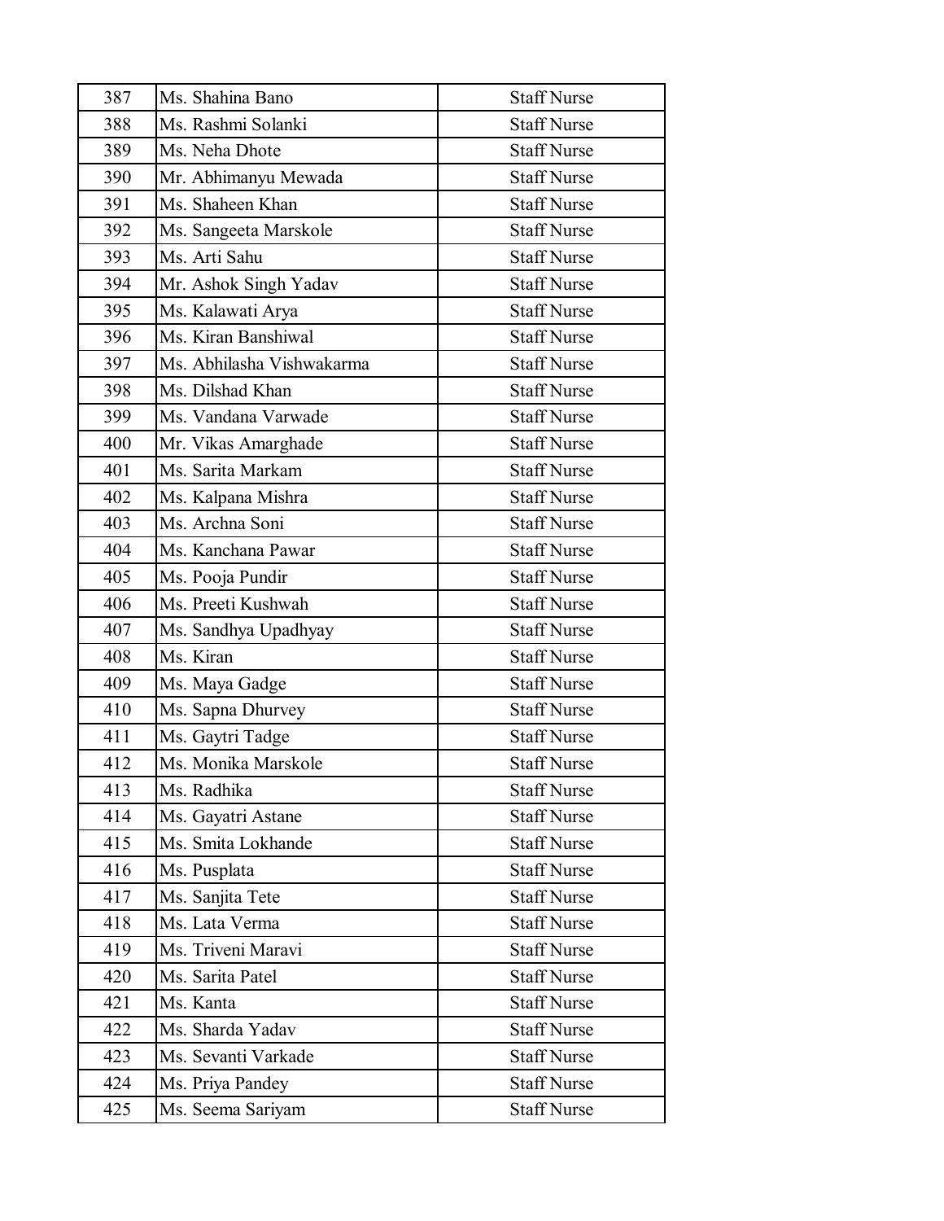| | | |
|---|---|---|
| 387 | Ms. Shahina Bano | Staff Nurse |
| 388 | Ms. Rashmi Solanki | Staff Nurse |
| 389 | Ms. Neha Dhote | Staff Nurse |
| 390 | Mr. Abhimanyu Mewada | Staff Nurse |
| 391 | Ms. Shaheen Khan | Staff Nurse |
| 392 | Ms. Sangeeta Marskole | Staff Nurse |
| 393 | Ms. Arti Sahu | Staff Nurse |
| 394 | Mr. Ashok Singh Yadav | Staff Nurse |
| 395 | Ms. Kalawati Arya | Staff Nurse |
| 396 | Ms. Kiran Banshiwal | Staff Nurse |
| 397 | Ms. Abhilasha Vishwakarma | Staff Nurse |
| 398 | Ms. Dilshad Khan | Staff Nurse |
| 399 | Ms. Vandana Varwade | Staff Nurse |
| 400 | Mr. Vikas Amarghade | Staff Nurse |
| 401 | Ms. Sarita Markam | Staff Nurse |
| 402 | Ms. Kalpana Mishra | Staff Nurse |
| 403 | Ms. Archna Soni | Staff Nurse |
| 404 | Ms. Kanchana Pawar | Staff Nurse |
| 405 | Ms. Pooja Pundir | Staff Nurse |
| 406 | Ms. Preeti Kushwah | Staff Nurse |
| 407 | Ms. Sandhya Upadhyay | Staff Nurse |
| 408 | Ms. Kiran | Staff Nurse |
| 409 | Ms. Maya Gadge | Staff Nurse |
| 410 | Ms. Sapna Dhurvey | Staff Nurse |
| 411 | Ms. Gaytri Tadge | Staff Nurse |
| 412 | Ms. Monika Marskole | Staff Nurse |
| 413 | Ms. Radhika | Staff Nurse |
| 414 | Ms. Gayatri Astane | Staff Nurse |
| 415 | Ms. Smita Lokhande | Staff Nurse |
| 416 | Ms. Pusplata | Staff Nurse |
| 417 | Ms. Sanjita Tete | Staff Nurse |
| 418 | Ms. Lata Verma | Staff Nurse |
| 419 | Ms. Triveni Maravi | Staff Nurse |
| 420 | Ms. Sarita Patel | Staff Nurse |
| 421 | Ms. Kanta | Staff Nurse |
| 422 | Ms. Sharda Yadav | Staff Nurse |
| 423 | Ms. Sevanti Varkade | Staff Nurse |
| 424 | Ms. Priya Pandey | Staff Nurse |
| 425 | Ms. Seema Sariyam | Staff Nurse |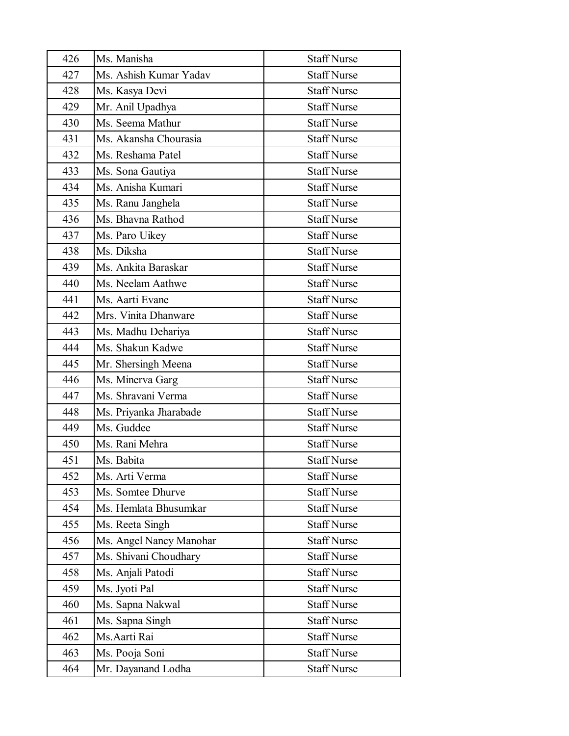| 426 | Ms. Manisha | Staff Nurse |
|---|---|---|
| 427 | Ms. Ashish Kumar Yadav | Staff Nurse |
| 428 | Ms. Kasya Devi | Staff Nurse |
| 429 | Mr. Anil Upadhya | Staff Nurse |
| 430 | Ms. Seema Mathur | Staff Nurse |
| 431 | Ms. Akansha Chourasia | Staff Nurse |
| 432 | Ms. Reshama Patel | Staff Nurse |
| 433 | Ms. Sona Gautiya | Staff Nurse |
| 434 | Ms. Anisha Kumari | Staff Nurse |
| 435 | Ms. Ranu Janghela | Staff Nurse |
| 436 | Ms. Bhavna Rathod | Staff Nurse |
| 437 | Ms. Paro Uikey | Staff Nurse |
| 438 | Ms. Diksha | Staff Nurse |
| 439 | Ms. Ankita Baraskar | Staff Nurse |
| 440 | Ms. Neelam Aathwe | Staff Nurse |
| 441 | Ms. Aarti Evane | Staff Nurse |
| 442 | Mrs. Vinita Dhanware | Staff Nurse |
| 443 | Ms. Madhu Dehariya | Staff Nurse |
| 444 | Ms. Shakun Kadwe | Staff Nurse |
| 445 | Mr. Shersingh Meena | Staff Nurse |
| 446 | Ms. Minerva Garg | Staff Nurse |
| 447 | Ms. Shravani Verma | Staff Nurse |
| 448 | Ms. Priyanka Jharabade | Staff Nurse |
| 449 | Ms. Guddee | Staff Nurse |
| 450 | Ms. Rani Mehra | Staff Nurse |
| 451 | Ms. Babita | Staff Nurse |
| 452 | Ms. Arti Verma | Staff Nurse |
| 453 | Ms. Somtee Dhurve | Staff Nurse |
| 454 | Ms. Hemlata Bhusumkar | Staff Nurse |
| 455 | Ms. Reeta Singh | Staff Nurse |
| 456 | Ms. Angel Nancy Manohar | Staff Nurse |
| 457 | Ms. Shivani Choudhary | Staff Nurse |
| 458 | Ms. Anjali Patodi | Staff Nurse |
| 459 | Ms. Jyoti Pal | Staff Nurse |
| 460 | Ms. Sapna Nakwal | Staff Nurse |
| 461 | Ms. Sapna Singh | Staff Nurse |
| 462 | Ms.Aarti Rai | Staff Nurse |
| 463 | Ms. Pooja Soni | Staff Nurse |
| 464 | Mr. Dayanand Lodha | Staff Nurse |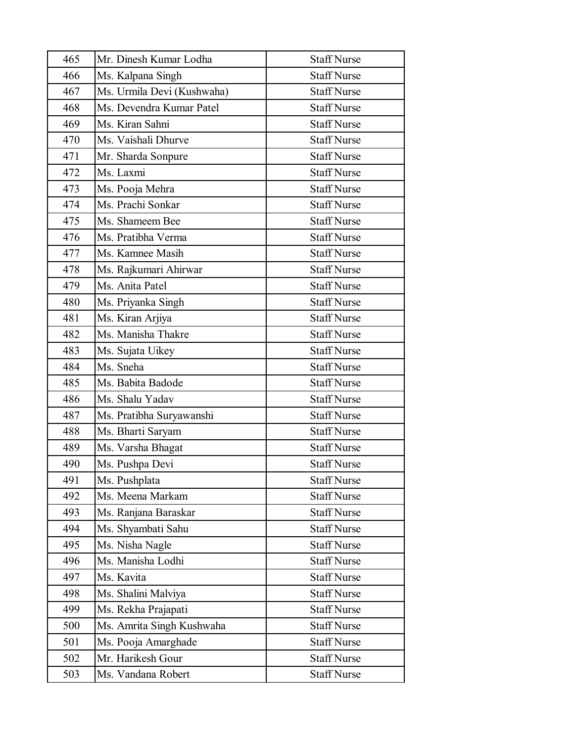| 465 | Mr. Dinesh Kumar Lodha | Staff Nurse |
|---|---|---|
| 466 | Ms. Kalpana Singh | Staff Nurse |
| 467 | Ms. Urmila Devi (Kushwaha) | Staff Nurse |
| 468 | Ms. Devendra Kumar Patel | Staff Nurse |
| 469 | Ms. Kiran Sahni | Staff Nurse |
| 470 | Ms. Vaishali Dhurve | Staff Nurse |
| 471 | Mr. Sharda Sonpure | Staff Nurse |
| 472 | Ms. Laxmi | Staff Nurse |
| 473 | Ms. Pooja Mehra | Staff Nurse |
| 474 | Ms. Prachi Sonkar | Staff Nurse |
| 475 | Ms. Shameem Bee | Staff Nurse |
| 476 | Ms. Pratibha Verma | Staff Nurse |
| 477 | Ms. Kamnee Masih | Staff Nurse |
| 478 | Ms. Rajkumari Ahirwar | Staff Nurse |
| 479 | Ms. Anita Patel | Staff Nurse |
| 480 | Ms. Priyanka Singh | Staff Nurse |
| 481 | Ms. Kiran Arjiya | Staff Nurse |
| 482 | Ms. Manisha Thakre | Staff Nurse |
| 483 | Ms. Sujata Uikey | Staff Nurse |
| 484 | Ms. Sneha | Staff Nurse |
| 485 | Ms. Babita Badode | Staff Nurse |
| 486 | Ms. Shalu Yadav | Staff Nurse |
| 487 | Ms. Pratibha Suryawanshi | Staff Nurse |
| 488 | Ms. Bharti Saryam | Staff Nurse |
| 489 | Ms. Varsha Bhagat | Staff Nurse |
| 490 | Ms. Pushpa Devi | Staff Nurse |
| 491 | Ms. Pushplata | Staff Nurse |
| 492 | Ms. Meena Markam | Staff Nurse |
| 493 | Ms. Ranjana Baraskar | Staff Nurse |
| 494 | Ms. Shyambati Sahu | Staff Nurse |
| 495 | Ms. Nisha Nagle | Staff Nurse |
| 496 | Ms. Manisha Lodhi | Staff Nurse |
| 497 | Ms. Kavita | Staff Nurse |
| 498 | Ms. Shalini Malviya | Staff Nurse |
| 499 | Ms. Rekha Prajapati | Staff Nurse |
| 500 | Ms. Amrita Singh Kushwaha | Staff Nurse |
| 501 | Ms. Pooja Amarghade | Staff Nurse |
| 502 | Mr. Harikesh Gour | Staff Nurse |
| 503 | Ms. Vandana Robert | Staff Nurse |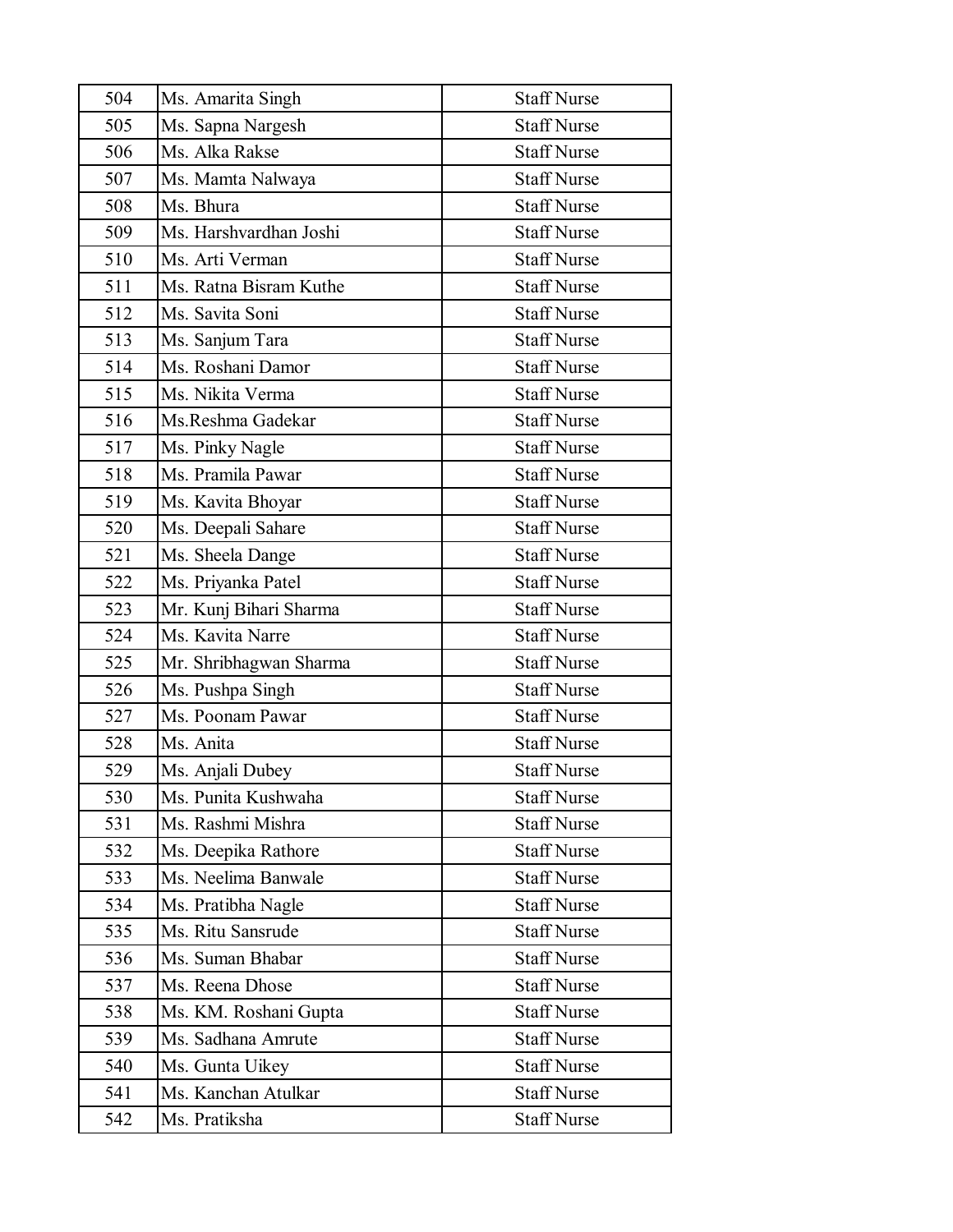| 504 | Ms. Amarita Singh | Staff Nurse |
|---|---|---|
| 505 | Ms. Sapna Nargesh | Staff Nurse |
| 506 | Ms. Alka Rakse | Staff Nurse |
| 507 | Ms. Mamta Nalwaya | Staff Nurse |
| 508 | Ms. Bhura | Staff Nurse |
| 509 | Ms. Harshvardhan Joshi | Staff Nurse |
| 510 | Ms. Arti Verman | Staff Nurse |
| 511 | Ms. Ratna Bisram Kuthe | Staff Nurse |
| 512 | Ms. Savita Soni | Staff Nurse |
| 513 | Ms. Sanjum Tara | Staff Nurse |
| 514 | Ms. Roshani Damor | Staff Nurse |
| 515 | Ms. Nikita Verma | Staff Nurse |
| 516 | Ms.Reshma Gadekar | Staff Nurse |
| 517 | Ms. Pinky Nagle | Staff Nurse |
| 518 | Ms. Pramila Pawar | Staff Nurse |
| 519 | Ms. Kavita Bhoyar | Staff Nurse |
| 520 | Ms. Deepali Sahare | Staff Nurse |
| 521 | Ms. Sheela Dange | Staff Nurse |
| 522 | Ms. Priyanka Patel | Staff Nurse |
| 523 | Mr. Kunj Bihari Sharma | Staff Nurse |
| 524 | Ms. Kavita Narre | Staff Nurse |
| 525 | Mr. Shribhagwan Sharma | Staff Nurse |
| 526 | Ms. Pushpa Singh | Staff Nurse |
| 527 | Ms. Poonam Pawar | Staff Nurse |
| 528 | Ms. Anita | Staff Nurse |
| 529 | Ms. Anjali Dubey | Staff Nurse |
| 530 | Ms. Punita Kushwaha | Staff Nurse |
| 531 | Ms. Rashmi Mishra | Staff Nurse |
| 532 | Ms. Deepika Rathore | Staff Nurse |
| 533 | Ms. Neelima Banwale | Staff Nurse |
| 534 | Ms. Pratibha Nagle | Staff Nurse |
| 535 | Ms. Ritu Sansrude | Staff Nurse |
| 536 | Ms. Suman Bhabar | Staff Nurse |
| 537 | Ms. Reena Dhose | Staff Nurse |
| 538 | Ms. KM. Roshani Gupta | Staff Nurse |
| 539 | Ms. Sadhana Amrute | Staff Nurse |
| 540 | Ms. Gunta Uikey | Staff Nurse |
| 541 | Ms. Kanchan Atulkar | Staff Nurse |
| 542 | Ms. Pratiksha | Staff Nurse |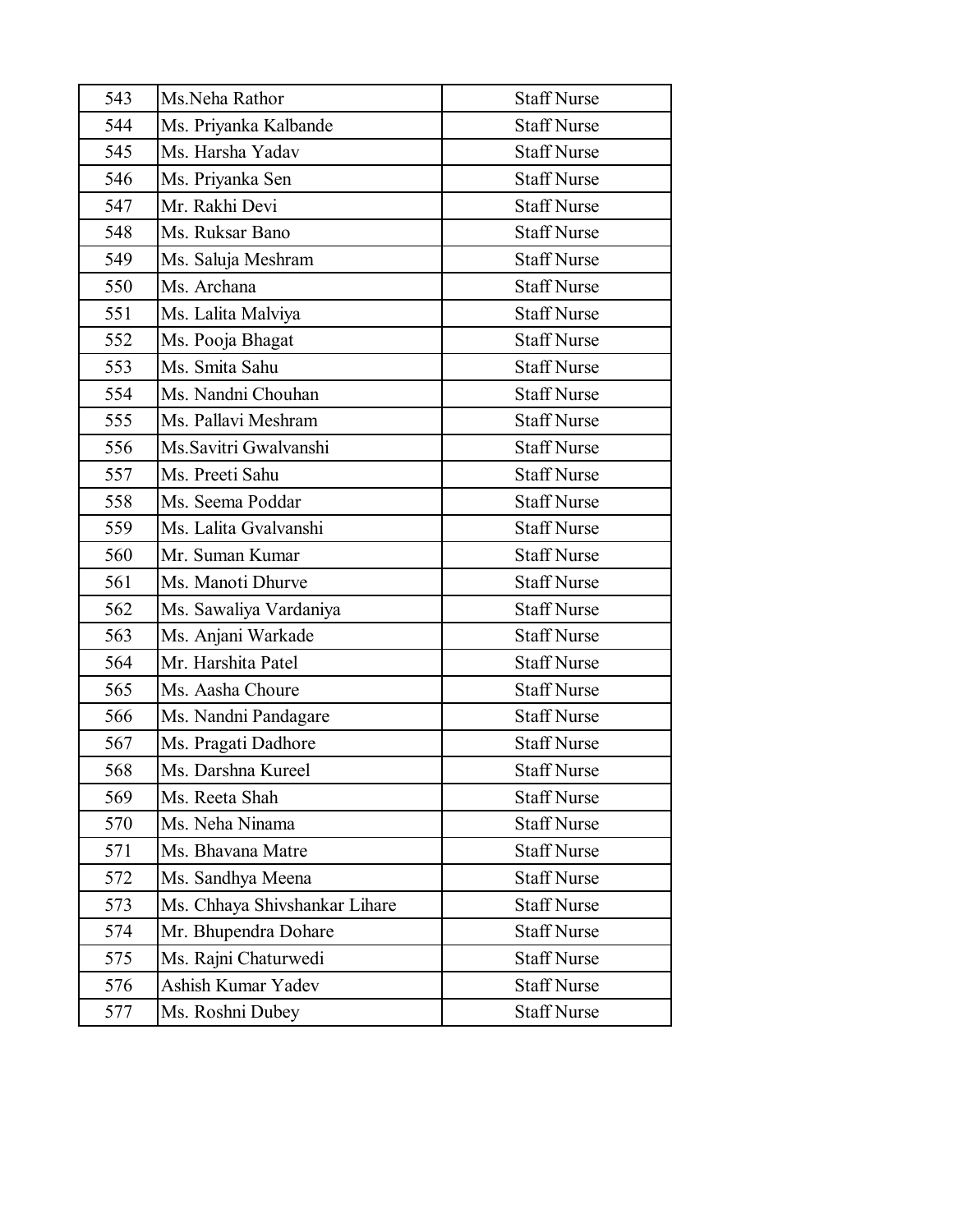| | | |
|---|---|---|
| 543 | Ms.Neha Rathor | Staff Nurse |
| 544 | Ms. Priyanka Kalbande | Staff Nurse |
| 545 | Ms. Harsha Yadav | Staff Nurse |
| 546 | Ms. Priyanka Sen | Staff Nurse |
| 547 | Mr. Rakhi Devi | Staff Nurse |
| 548 | Ms. Ruksar Bano | Staff Nurse |
| 549 | Ms. Saluja Meshram | Staff Nurse |
| 550 | Ms. Archana | Staff Nurse |
| 551 | Ms. Lalita Malviya | Staff Nurse |
| 552 | Ms. Pooja Bhagat | Staff Nurse |
| 553 | Ms. Smita Sahu | Staff Nurse |
| 554 | Ms. Nandni Chouhan | Staff Nurse |
| 555 | Ms. Pallavi Meshram | Staff Nurse |
| 556 | Ms.Savitri Gwalvanshi | Staff Nurse |
| 557 | Ms. Preeti Sahu | Staff Nurse |
| 558 | Ms. Seema Poddar | Staff Nurse |
| 559 | Ms. Lalita Gvalvanshi | Staff Nurse |
| 560 | Mr. Suman Kumar | Staff Nurse |
| 561 | Ms. Manoti Dhurve | Staff Nurse |
| 562 | Ms. Sawaliya Vardaniya | Staff Nurse |
| 563 | Ms. Anjani Warkade | Staff Nurse |
| 564 | Mr. Harshita Patel | Staff Nurse |
| 565 | Ms. Aasha Choure | Staff Nurse |
| 566 | Ms. Nandni Pandagare | Staff Nurse |
| 567 | Ms. Pragati Dadhore | Staff Nurse |
| 568 | Ms. Darshna Kureel | Staff Nurse |
| 569 | Ms. Reeta Shah | Staff Nurse |
| 570 | Ms. Neha Ninama | Staff Nurse |
| 571 | Ms. Bhavana Matre | Staff Nurse |
| 572 | Ms. Sandhya Meena | Staff Nurse |
| 573 | Ms. Chhaya Shivshankar Lihare | Staff Nurse |
| 574 | Mr. Bhupendra Dohare | Staff Nurse |
| 575 | Ms. Rajni Chaturwedi | Staff Nurse |
| 576 | Ashish Kumar Yadev | Staff Nurse |
| 577 | Ms. Roshni Dubey | Staff Nurse |